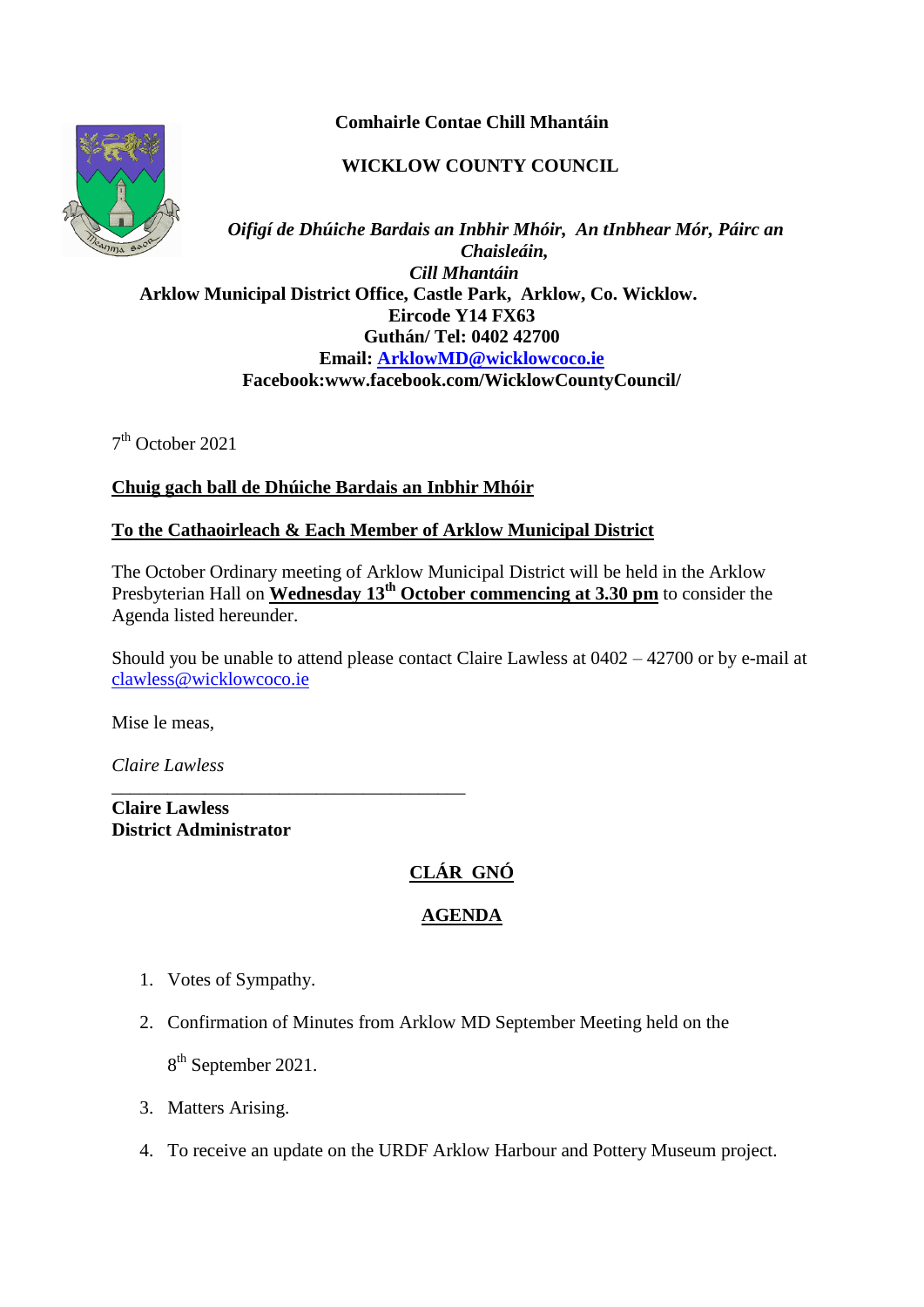**Comhairle Contae Chill Mhantáin**

**WICKLOW COUNTY COUNCIL**

***Oifigí de Dhúiche Bardais an Inbhir Mhóir, An tInbhear Mór, Páirc an Chaisleáin, Cill Mhantáin***

**Arklow Municipal District Office, Castle Park, Arklow, Co. Wicklow.**
**Eircode Y14 FX63**
**Guthán/ Tel: 0402 42700**
**Email: ArklowMD@wicklowcoco.ie**
**Facebook:www.facebook.com/WicklowCountyCouncil/**

7th October 2021

**Chuig gach ball de Dhúiche Bardais an Inbhir Mhóir**

**To the Cathaoirleach & Each Member of Arklow Municipal District**

The October Ordinary meeting of Arklow Municipal District will be held in the Arklow Presbyterian Hall on **Wednesday 13th October commencing at 3.30 pm** to consider the Agenda listed hereunder.

Should you be unable to attend please contact Claire Lawless at 0402 – 42700 or by e-mail at clawless@wicklowcoco.ie

Mise le meas,

*Claire Lawless*

**Claire Lawless**
**District Administrator**

## CLÁR GNÓ

## AGENDA

1. Votes of Sympathy.
2. Confirmation of Minutes from Arklow MD September Meeting held on the 8th September 2021.
3. Matters Arising.
4. To receive an update on the URDF Arklow Harbour and Pottery Museum project.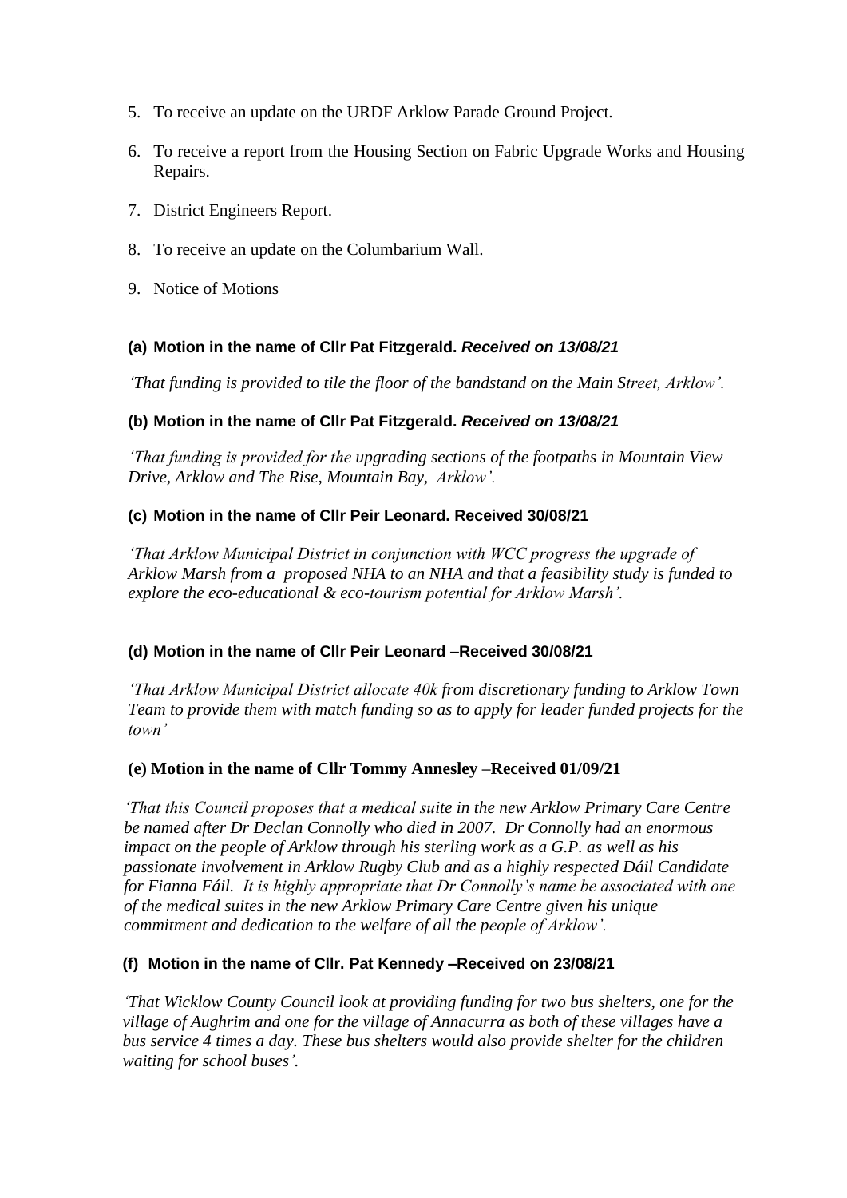5. To receive an update on the URDF Arklow Parade Ground Project.
6. To receive a report from the Housing Section on Fabric Upgrade Works and Housing Repairs.
7. District Engineers Report.
8. To receive an update on the Columbarium Wall.
9. Notice of Motions

**(a) Motion in the name of Cllr Pat Fitzgerald.** ***Received on 13/08/21***

*'That funding is provided to tile the floor of the bandstand on the Main Street, Arklow'.*

**(b) Motion in the name of Cllr Pat Fitzgerald.** ***Received on 13/08/21***

*'That funding is provided for the upgrading sections of the footpaths in Mountain View Drive, Arklow and The Rise, Mountain Bay, Arklow'.*

**(c) Motion in the name of Cllr Peir Leonard. Received 30/08/21**

*'That Arklow Municipal District in conjunction with WCC progress the upgrade of Arklow Marsh from a proposed NHA to an NHA and that a feasibility study is funded to explore the eco-educational & eco-tourism potential for Arklow Marsh'.*

**(d) Motion in the name of Cllr Peir Leonard –Received 30/08/21**

*'That Arklow Municipal District allocate 40k from discretionary funding to Arklow Town Team to provide them with match funding so as to apply for leader funded projects for the town'*

**(e) Motion in the name of Cllr Tommy Annesley –Received 01/09/21**

*'That this Council proposes that a medical suite in the new Arklow Primary Care Centre be named after Dr Declan Connolly who died in 2007. Dr Connolly had an enormous impact on the people of Arklow through his sterling work as a G.P. as well as his passionate involvement in Arklow Rugby Club and as a highly respected Dáil Candidate for Fianna Fáil. It is highly appropriate that Dr Connolly's name be associated with one of the medical suites in the new Arklow Primary Care Centre given his unique commitment and dedication to the welfare of all the people of Arklow'.*

**(f) Motion in the name of Cllr. Pat Kennedy –Received on 23/08/21**

*'That Wicklow County Council look at providing funding for two bus shelters, one for the village of Aughrim and one for the village of Annacurra as both of these villages have a bus service 4 times a day. These bus shelters would also provide shelter for the children waiting for school buses'.*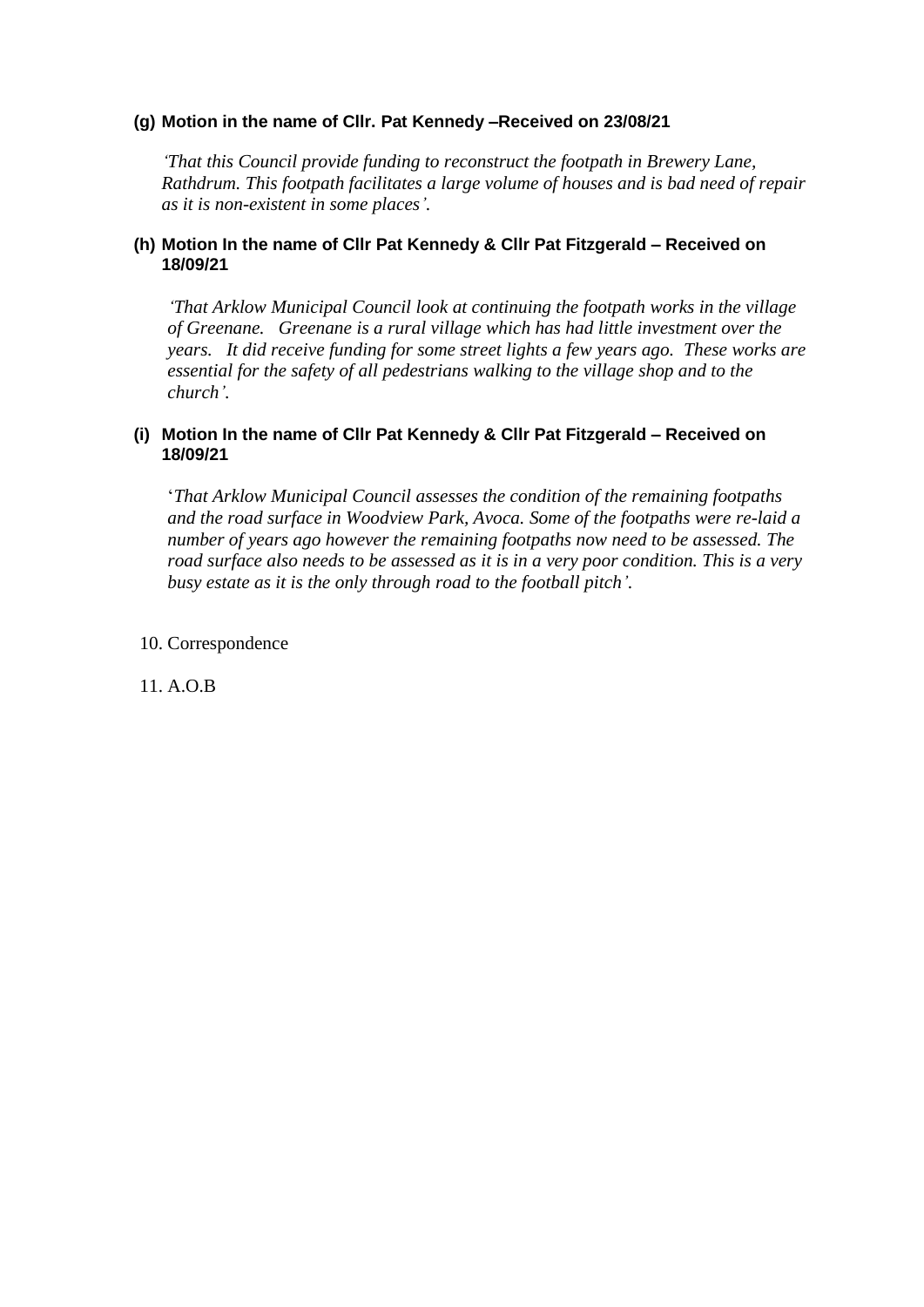**(g) Motion in the name of Cllr. Pat Kennedy –Received on 23/08/21**

*‘That this Council provide funding to reconstruct the footpath in Brewery Lane, Rathdrum. This footpath facilitates a large volume of houses and is bad need of repair as it is non-existent in some places’.*

**(h) Motion In the name of Cllr Pat Kennedy & Cllr Pat Fitzgerald – Received on 18/09/21**

*‘That Arklow Municipal Council look at continuing the footpath works in the village of Greenane. Greenane is a rural village which has had little investment over the years. It did receive funding for some street lights a few years ago. These works are essential for the safety of all pedestrians walking to the village shop and to the church’.*

**(i) Motion In the name of Cllr Pat Kennedy & Cllr Pat Fitzgerald – Received on 18/09/21**

‘*That Arklow Municipal Council assesses the condition of the remaining footpaths and the road surface in Woodview Park, Avoca. Some of the footpaths were re-laid a number of years ago however the remaining footpaths now need to be assessed. The road surface also needs to be assessed as it is in a very poor condition. This is a very busy estate as it is the only through road to the football pitch’.*

10. Correspondence

11. A.O.B